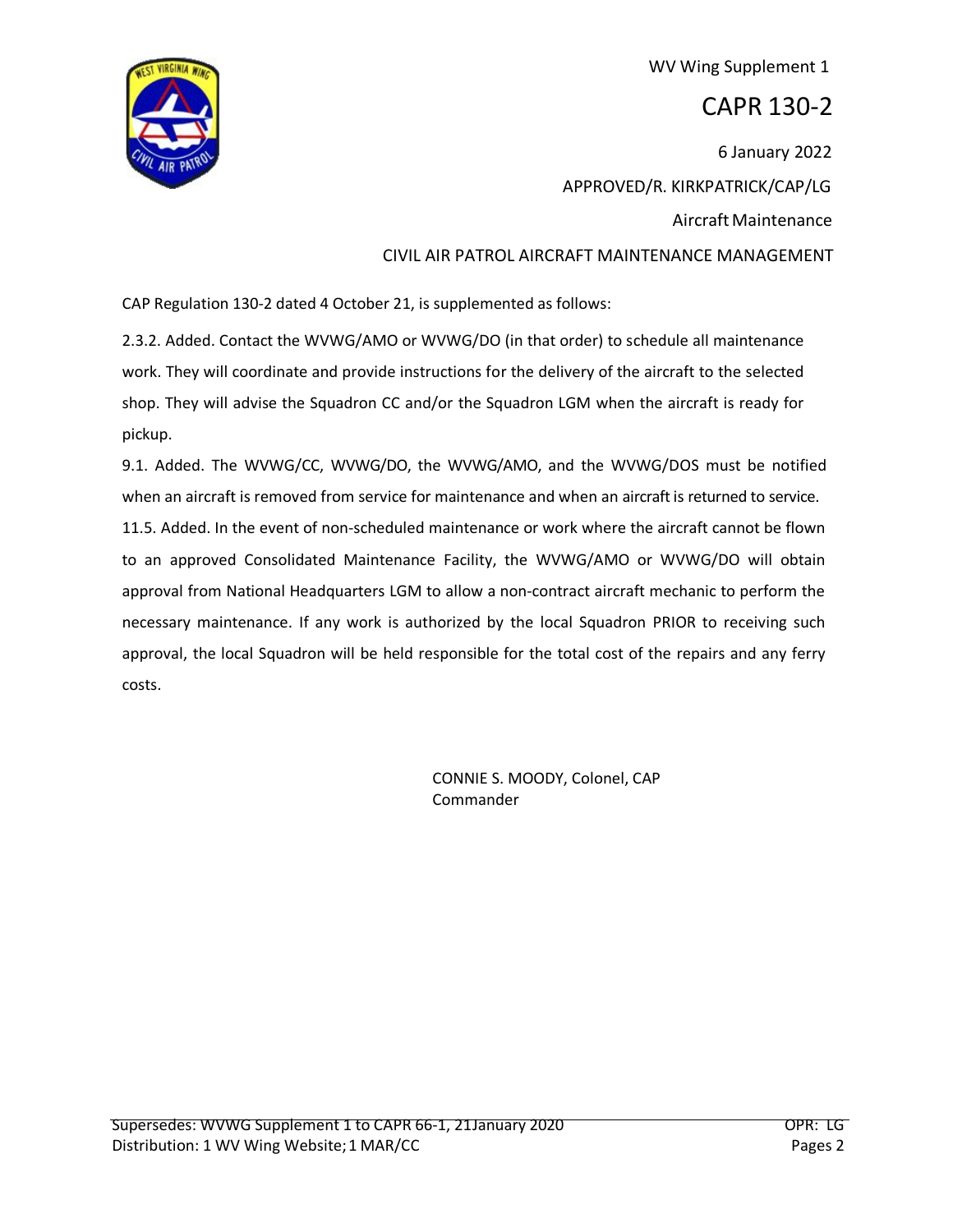WV Wing Supplement 1

# CAPR 130-2

6 January 2022

APPROVED/R. KIRKPATRICK/CAP/LG

Aircraft Maintenance

CIVIL AIR PATROL AIRCRAFT MAINTENANCE MANAGEMENT

CAP Regulation 130-2 dated 4 October 21, is supplemented as follows:

2.3.2. Added. Contact the WVWG/AMO or WVWG/DO (in that order) to schedule all maintenance work. They will coordinate and provide instructions for the delivery of the aircraft to the selected shop. They will advise the Squadron CC and/or the Squadron LGM when the aircraft is ready for pickup.

9.1. Added. The WVWG/CC, WVWG/DO, the WVWG/AMO, and the WVWG/DOS must be notified when an aircraft is removed from service for maintenance and when an aircraft is returned to service.

11.5. Added. In the event of non-scheduled maintenance or work where the aircraft cannot be flown to an approved Consolidated Maintenance Facility, the WVWG/AMO or WVWG/DO will obtain approval from National Headquarters LGM to allow a non-contract aircraft mechanic to perform the necessary maintenance. If any work is authorized by the local Squadron PRIOR to receiving such approval, the local Squadron will be held responsible for the total cost of the repairs and any ferry costs.

CONNIE S. MOODY, Colonel, CAP
Commander

Supersedes: WVWG Supplement 1 to CAPR 66-1, 21January 2020 | OPR: LG
Distribution: 1 WV Wing Website; 1 MAR/CC | Pages 2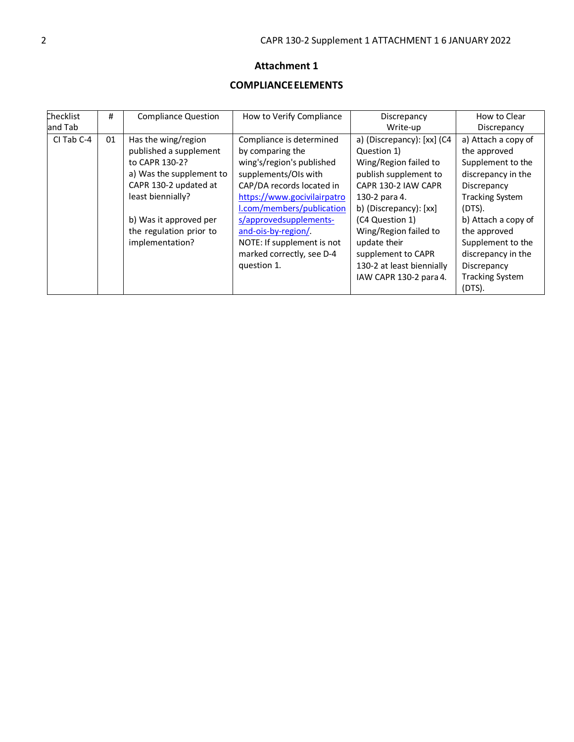## Attachment 1

## COMPLIANCE ELEMENTS

| Checklist and Tab | # | Compliance Question | How to Verify Compliance | Discrepancy Write-up | How to Clear Discrepancy |
|---|---|---|---|---|---|
| CI Tab C-4 | 01 | Has the wing/region published a supplement to CAPR 130-2?<br>a) Was the supplement to CAPR 130-2 updated at least biennially?<br><br>b) Was it approved per the regulation prior to implementation? | Compliance is determined by comparing the wing's/region's published supplements/OIs with CAP/DA records located in [https://www.gocivilairpatrol.com/members/publications/approvedsupplements-and-ois-by-region/](https://www.gocivilairpatrol.com/members/publications/approvedsupplements-and-ois-by-region/).<br>NOTE: If supplement is not marked correctly, see D-4 question 1. | a) (Discrepancy): [xx] (C4 Question 1) Wing/Region failed to publish supplement to CAPR 130-2 IAW CAPR 130-2 para 4.<br>b) (Discrepancy): [xx] (C4 Question 1) Wing/Region failed to update their supplement to CAPR 130-2 at least biennially IAW CAPR 130-2 para 4. | a) Attach a copy of the approved Supplement to the discrepancy in the Discrepancy Tracking System (DTS).<br>b) Attach a copy of the approved Supplement to the discrepancy in the Discrepancy Tracking System (DTS). |